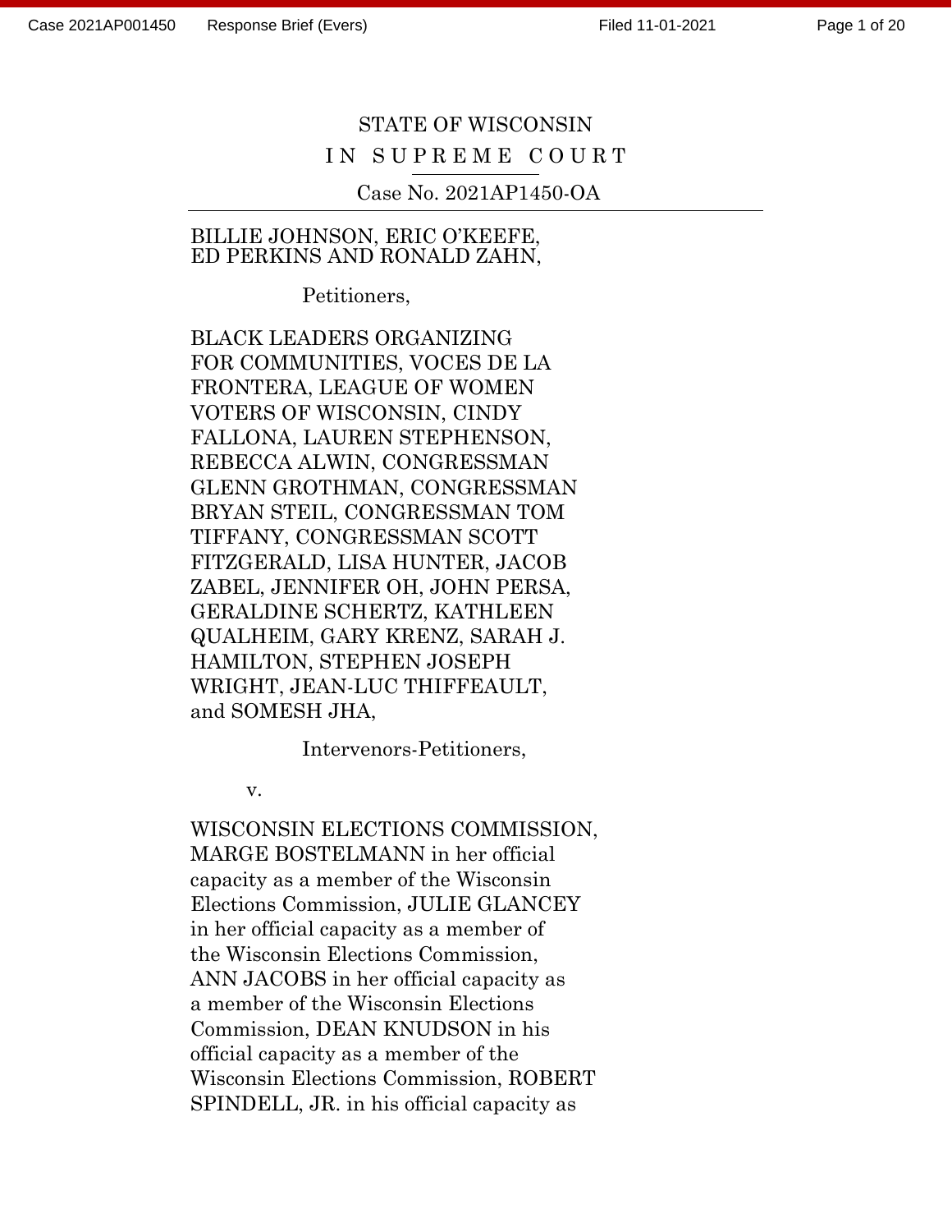STATE OF WISCONSIN

IN SUPREME COURT

Case No. 2021AP1450-OA

BILLIE JOHNSON, ERIC O'KEEFE, ED PERKINS AND RONALD ZAHN,

Petitioners,

BLACK LEADERS ORGANIZING FOR COMMUNITIES, VOCES DE LA FRONTERA, LEAGUE OF WOMEN VOTERS OF WISCONSIN, CINDY FALLONA, LAUREN STEPHENSON, REBECCA ALWIN, CONGRESSMAN GLENN GROTHMAN, CONGRESSMAN BRYAN STEIL, CONGRESSMAN TOM TIFFANY, CONGRESSMAN SCOTT FITZGERALD, LISA HUNTER, JACOB ZABEL, JENNIFER OH, JOHN PERSA, GERALDINE SCHERTZ, KATHLEEN QUALHEIM, GARY KRENZ, SARAH J. HAMILTON, STEPHEN JOSEPH WRIGHT, JEAN-LUC THIFFEAULT, and SOMESH JHA,

Intervenors-Petitioners,

v.

WISCONSIN ELECTIONS COMMISSION, MARGE BOSTELMANN in her official capacity as a member of the Wisconsin Elections Commission, JULIE GLANCEY in her official capacity as a member of the Wisconsin Elections Commission, ANN JACOBS in her official capacity as a member of the Wisconsin Elections Commission, DEAN KNUDSON in his official capacity as a member of the Wisconsin Elections Commission, ROBERT SPINDELL, JR. in his official capacity as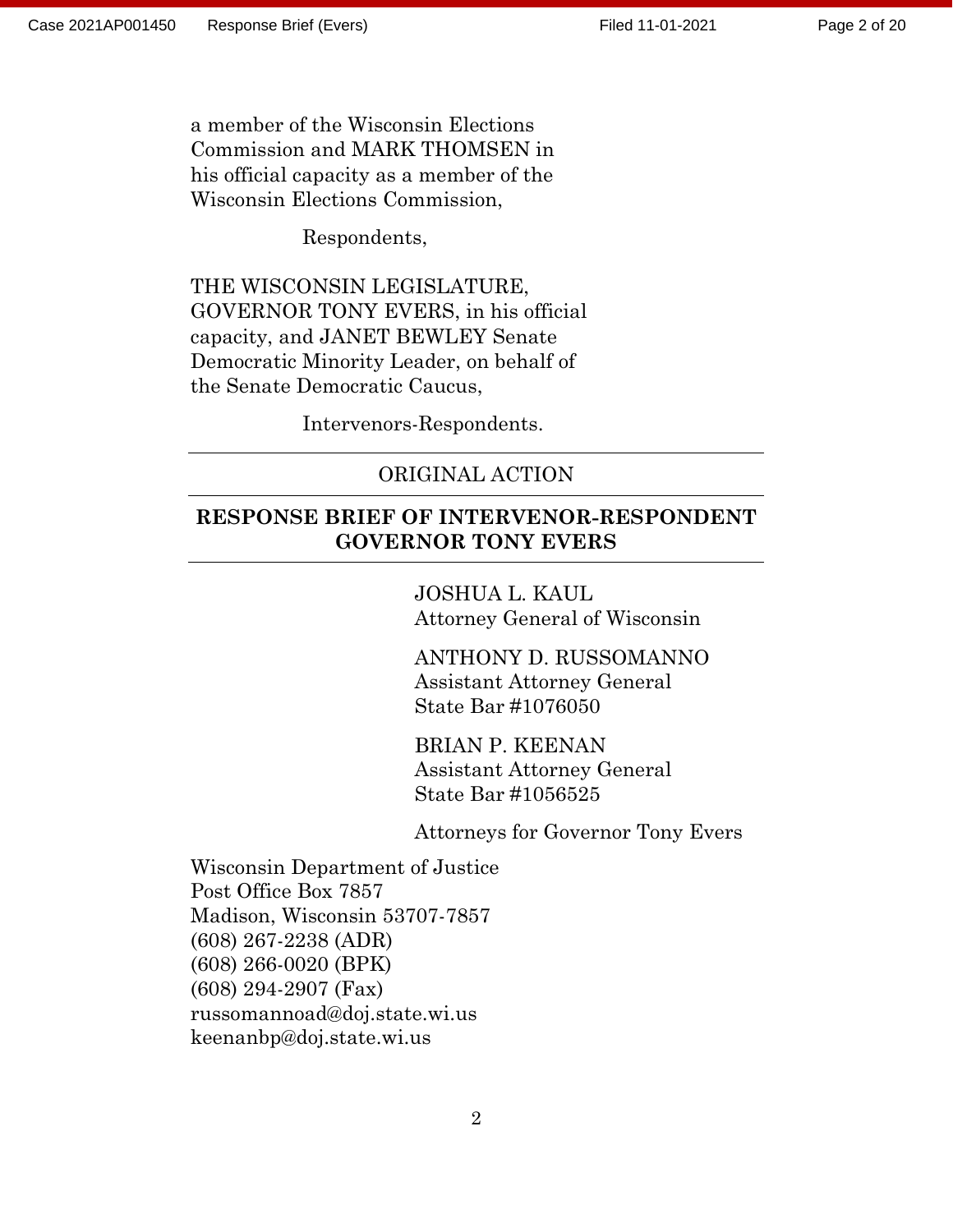a member of the Wisconsin Elections Commission and MARK THOMSEN in his official capacity as a member of the Wisconsin Elections Commission,

Respondents,

THE WISCONSIN LEGISLATURE, GOVERNOR TONY EVERS, in his official capacity, and JANET BEWLEY Senate Democratic Minority Leader, on behalf of the Senate Democratic Caucus,

Intervenors-Respondents.

---

ORIGINAL ACTION

---

**RESPONSE BRIEF OF INTERVENOR-RESPONDENT GOVERNOR TONY EVERS**

---

JOSHUA L. KAUL
Attorney General of Wisconsin

ANTHONY D. RUSSOMANNO
Assistant Attorney General
State Bar #1076050

BRIAN P. KEENAN
Assistant Attorney General
State Bar #1056525

Attorneys for Governor Tony Evers

Wisconsin Department of Justice
Post Office Box 7857
Madison, Wisconsin 53707-7857
(608) 267-2238 (ADR)
(608) 266-0020 (BPK)
(608) 294-2907 (Fax)
russomannoad@doj.state.wi.us
keenanbp@doj.state.wi.us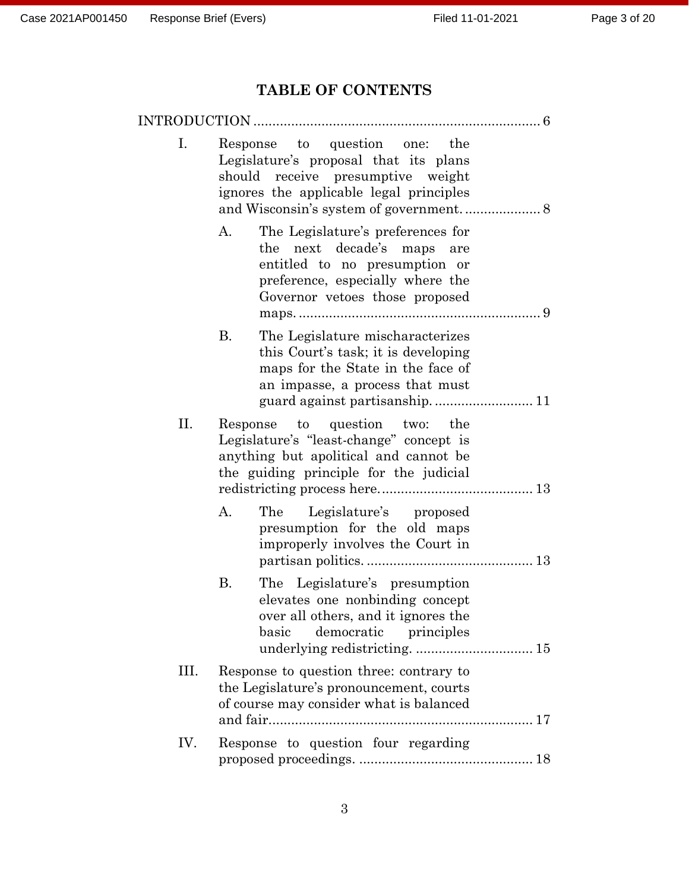# TABLE OF CONTENTS

INTRODUCTION ............................................................................ 6

- I. Response to question one: the Legislature's proposal that its plans should receive presumptive weight ignores the applicable legal principles and Wisconsin's system of government. .................... 8
  - A. The Legislature's preferences for the next decade's maps are entitled to no presumption or preference, especially where the Governor vetoes those proposed maps. ................................................................ 9
  - B. The Legislature mischaracterizes this Court's task; it is developing maps for the State in the face of an impasse, a process that must guard against partisanship. .......................... 11
- II. Response to question two: the Legislature's "least-change" concept is anything but apolitical and cannot be the guiding principle for the judicial redistricting process here. ........................................ 13
  - A. The Legislature's proposed presumption for the old maps improperly involves the Court in partisan politics. ............................................ 13
  - B. The Legislature's presumption elevates one nonbinding concept over all others, and it ignores the basic democratic principles underlying redistricting. .............................. 15
- III. Response to question three: contrary to the Legislature's pronouncement, courts of course may consider what is balanced and fair...................................................................... 17
- IV. Response to question four regarding proposed proceedings. .............................................. 18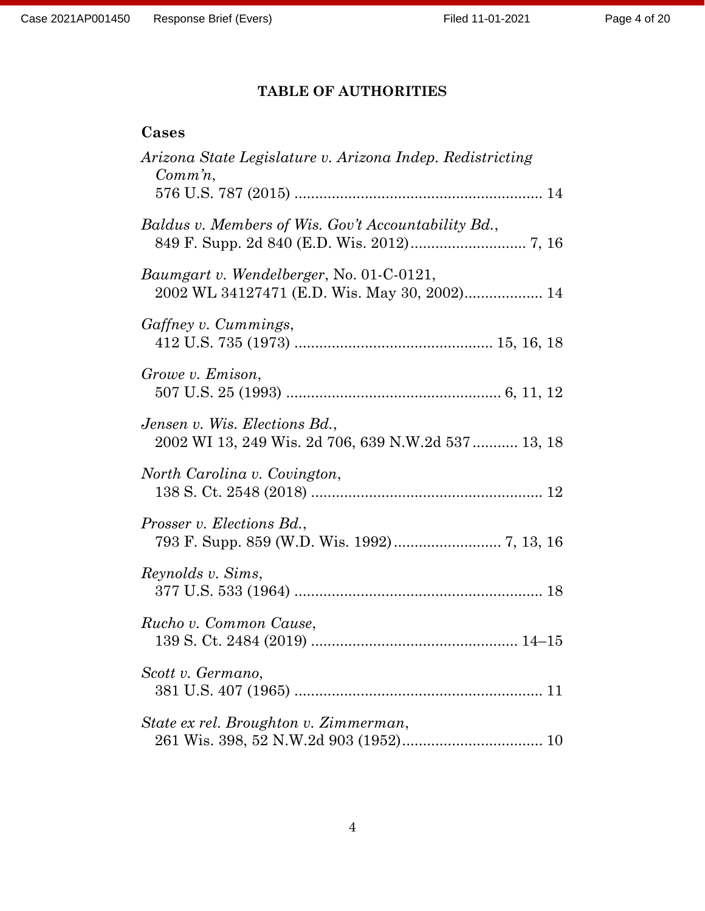## TABLE OF AUTHORITIES

### Cases

*Arizona State Legislature v. Arizona Indep. Redistricting Comm'n*,
576 U.S. 787 (2015) .......................................................... 14

*Baldus v. Members of Wis. Gov't Accountability Bd.*,
849 F. Supp. 2d 840 (E.D. Wis. 2012)............................ 7, 16

*Baumgart v. Wendelberger*, No. 01-C-0121,
2002 WL 34127471 (E.D. Wis. May 30, 2002)................... 14

*Gaffney v. Cummings*,
412 U.S. 735 (1973) ............................................... 15, 16, 18

*Growe v. Emison*,
507 U.S. 25 (1993) .................................................... 6, 11, 12

*Jensen v. Wis. Elections Bd.*,
2002 WI 13, 249 Wis. 2d 706, 639 N.W.2d 537 ........... 13, 18

*North Carolina v. Covington*,
138 S. Ct. 2548 (2018) ........................................................ 12

*Prosser v. Elections Bd.*,
793 F. Supp. 859 (W.D. Wis. 1992).......................... 7, 13, 16

*Reynolds v. Sims*,
377 U.S. 533 (1964) ............................................................ 18

*Rucho v. Common Cause*,
139 S. Ct. 2484 (2019) .................................................. 14–15

*Scott v. Germano*,
381 U.S. 407 (1965) ............................................................ 11

*State ex rel. Broughton v. Zimmerman*,
261 Wis. 398, 52 N.W.2d 903 (1952).................................. 10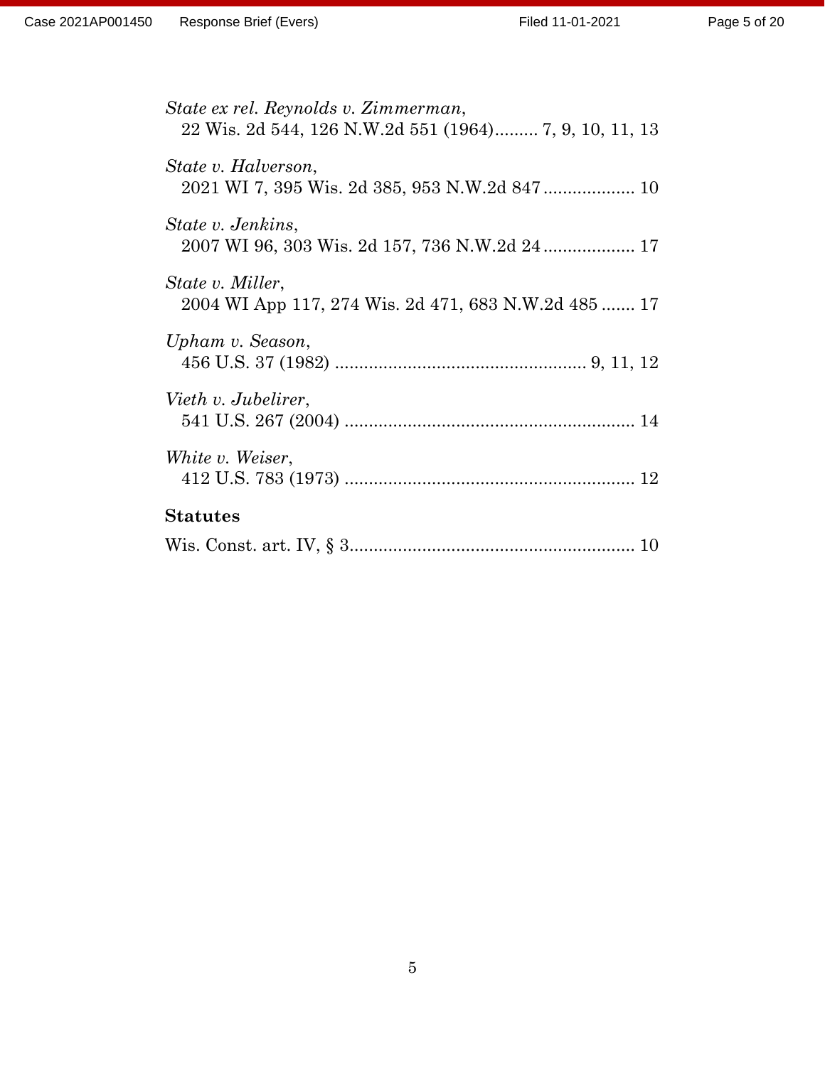*State ex rel. Reynolds v. Zimmerman*,
22 Wis. 2d 544, 126 N.W.2d 551 (1964)......... 7, 9, 10, 11, 13

*State v. Halverson*,
2021 WI 7, 395 Wis. 2d 385, 953 N.W.2d 847................... 10

*State v. Jenkins*,
2007 WI 96, 303 Wis. 2d 157, 736 N.W.2d 24................... 17

*State v. Miller*,
2004 WI App 117, 274 Wis. 2d 471, 683 N.W.2d 485....... 17

*Upham v. Season*,
456 U.S. 37 (1982) .................................................. 9, 11, 12

*Vieth v. Jubelirer*,
541 U.S. 267 (2004) ........................................................... 14

*White v. Weiser*,
412 U.S. 783 (1973) ........................................................... 12

**Statutes**

Wis. Const. art. IV, § 3........................................................... 10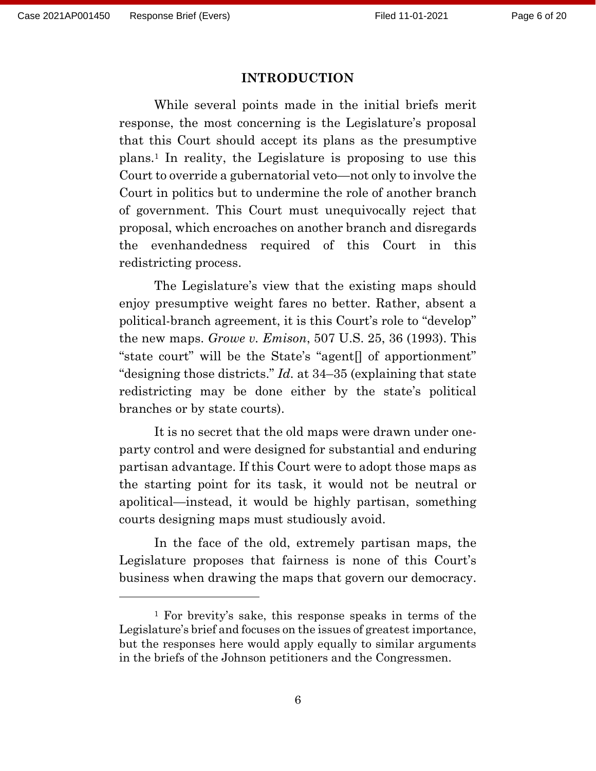## INTRODUCTION

While several points made in the initial briefs merit response, the most concerning is the Legislature's proposal that this Court should accept its plans as the presumptive plans.[1] In reality, the Legislature is proposing to use this Court to override a gubernatorial veto—not only to involve the Court in politics but to undermine the role of another branch of government. This Court must unequivocally reject that proposal, which encroaches on another branch and disregards the evenhandedness required of this Court in this redistricting process.

The Legislature's view that the existing maps should enjoy presumptive weight fares no better. Rather, absent a political-branch agreement, it is this Court's role to "develop" the new maps. *Growe v. Emison*, 507 U.S. 25, 36 (1993). This "state court" will be the State's "agent[] of apportionment" "designing those districts." *Id.* at 34–35 (explaining that state redistricting may be done either by the state's political branches or by state courts).

It is no secret that the old maps were drawn under one-party control and were designed for substantial and enduring partisan advantage. If this Court were to adopt those maps as the starting point for its task, it would not be neutral or apolitical—instead, it would be highly partisan, something courts designing maps must studiously avoid.

In the face of the old, extremely partisan maps, the Legislature proposes that fairness is none of this Court's business when drawing the maps that govern our democracy.

---

[1] For brevity's sake, this response speaks in terms of the Legislature's brief and focuses on the issues of greatest importance, but the responses here would apply equally to similar arguments in the briefs of the Johnson petitioners and the Congressmen.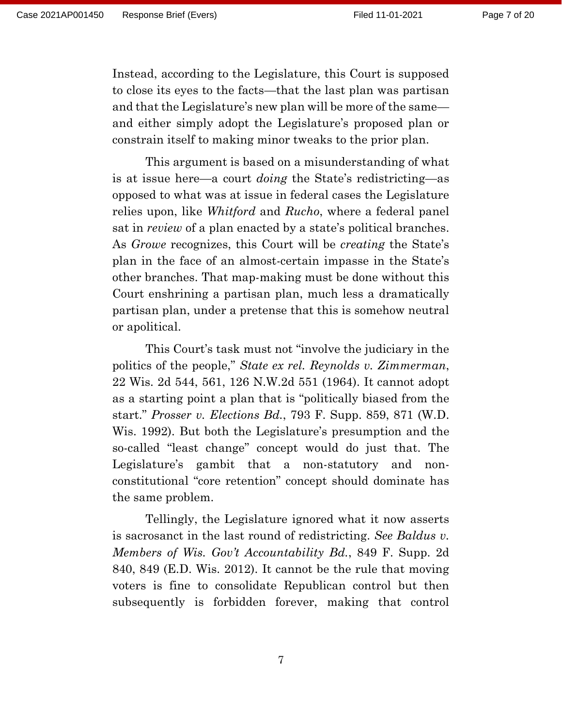Instead, according to the Legislature, this Court is supposed to close its eyes to the facts—that the last plan was partisan and that the Legislature's new plan will be more of the same—and either simply adopt the Legislature's proposed plan or constrain itself to making minor tweaks to the prior plan.

This argument is based on a misunderstanding of what is at issue here—a court *doing* the State's redistricting—as opposed to what was at issue in federal cases the Legislature relies upon, like *Whitford* and *Rucho*, where a federal panel sat in *review* of a plan enacted by a state's political branches. As *Growe* recognizes, this Court will be *creating* the State's plan in the face of an almost-certain impasse in the State's other branches. That map-making must be done without this Court enshrining a partisan plan, much less a dramatically partisan plan, under a pretense that this is somehow neutral or apolitical.

This Court's task must not "involve the judiciary in the politics of the people," *State ex rel. Reynolds v. Zimmerman*, 22 Wis. 2d 544, 561, 126 N.W.2d 551 (1964). It cannot adopt as a starting point a plan that is "politically biased from the start." *Prosser v. Elections Bd.*, 793 F. Supp. 859, 871 (W.D. Wis. 1992). But both the Legislature's presumption and the so-called "least change" concept would do just that. The Legislature's gambit that a non-statutory and non-constitutional "core retention" concept should dominate has the same problem.

Tellingly, the Legislature ignored what it now asserts is sacrosanct in the last round of redistricting. *See Baldus v. Members of Wis. Gov't Accountability Bd.*, 849 F. Supp. 2d 840, 849 (E.D. Wis. 2012). It cannot be the rule that moving voters is fine to consolidate Republican control but then subsequently is forbidden forever, making that control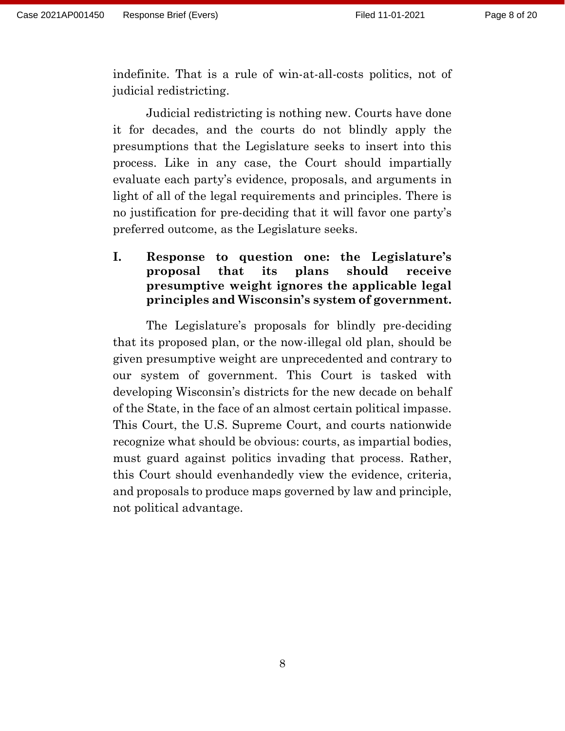indefinite. That is a rule of win-at-all-costs politics, not of judicial redistricting.

Judicial redistricting is nothing new. Courts have done it for decades, and the courts do not blindly apply the presumptions that the Legislature seeks to insert into this process. Like in any case, the Court should impartially evaluate each party's evidence, proposals, and arguments in light of all of the legal requirements and principles. There is no justification for pre-deciding that it will favor one party's preferred outcome, as the Legislature seeks.

## I. Response to question one: the Legislature's proposal that its plans should receive presumptive weight ignores the applicable legal principles and Wisconsin's system of government.

The Legislature's proposals for blindly pre-deciding that its proposed plan, or the now-illegal old plan, should be given presumptive weight are unprecedented and contrary to our system of government. This Court is tasked with developing Wisconsin's districts for the new decade on behalf of the State, in the face of an almost certain political impasse. This Court, the U.S. Supreme Court, and courts nationwide recognize what should be obvious: courts, as impartial bodies, must guard against politics invading that process. Rather, this Court should evenhandedly view the evidence, criteria, and proposals to produce maps governed by law and principle, not political advantage.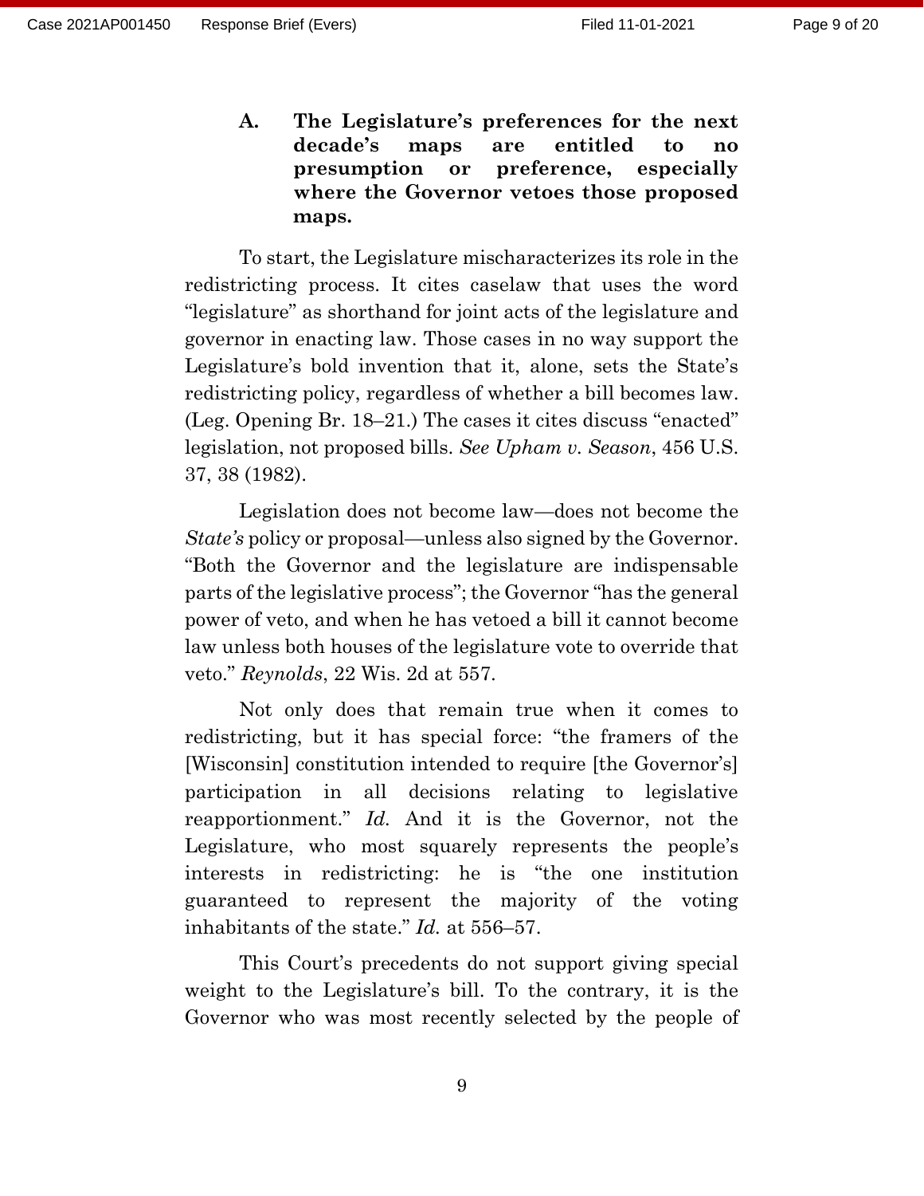### A. The Legislature's preferences for the next decade's maps are entitled to no presumption or preference, especially where the Governor vetoes those proposed maps.

To start, the Legislature mischaracterizes its role in the redistricting process. It cites caselaw that uses the word "legislature" as shorthand for joint acts of the legislature and governor in enacting law. Those cases in no way support the Legislature's bold invention that it, alone, sets the State's redistricting policy, regardless of whether a bill becomes law. (Leg. Opening Br. 18–21.) The cases it cites discuss "enacted" legislation, not proposed bills. *See Upham v. Season*, 456 U.S. 37, 38 (1982).

Legislation does not become law—does not become the *State's* policy or proposal—unless also signed by the Governor. "Both the Governor and the legislature are indispensable parts of the legislative process"; the Governor "has the general power of veto, and when he has vetoed a bill it cannot become law unless both houses of the legislature vote to override that veto." *Reynolds*, 22 Wis. 2d at 557.

Not only does that remain true when it comes to redistricting, but it has special force: "the framers of the [Wisconsin] constitution intended to require [the Governor's] participation in all decisions relating to legislative reapportionment." *Id.* And it is the Governor, not the Legislature, who most squarely represents the people's interests in redistricting: he is "the one institution guaranteed to represent the majority of the voting inhabitants of the state." *Id.* at 556–57.

This Court's precedents do not support giving special weight to the Legislature's bill. To the contrary, it is the Governor who was most recently selected by the people of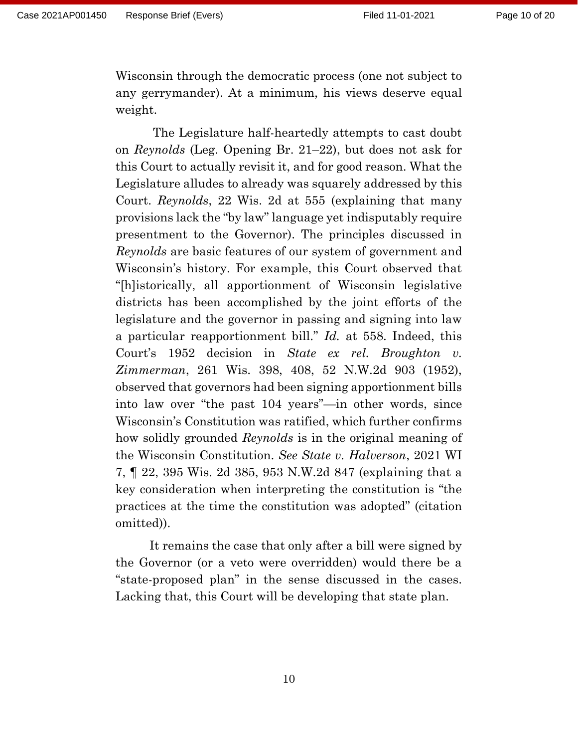Wisconsin through the democratic process (one not subject to any gerrymander). At a minimum, his views deserve equal weight.

The Legislature half-heartedly attempts to cast doubt on *Reynolds* (Leg. Opening Br. 21–22), but does not ask for this Court to actually revisit it, and for good reason. What the Legislature alludes to already was squarely addressed by this Court. *Reynolds*, 22 Wis. 2d at 555 (explaining that many provisions lack the "by law" language yet indisputably require presentment to the Governor). The principles discussed in *Reynolds* are basic features of our system of government and Wisconsin's history. For example, this Court observed that "[h]istorically, all apportionment of Wisconsin legislative districts has been accomplished by the joint efforts of the legislature and the governor in passing and signing into law a particular reapportionment bill." *Id.* at 558. Indeed, this Court's 1952 decision in *State ex rel. Broughton v. Zimmerman*, 261 Wis. 398, 408, 52 N.W.2d 903 (1952), observed that governors had been signing apportionment bills into law over "the past 104 years"—in other words, since Wisconsin's Constitution was ratified, which further confirms how solidly grounded *Reynolds* is in the original meaning of the Wisconsin Constitution. *See State v. Halverson*, 2021 WI 7, ¶ 22, 395 Wis. 2d 385, 953 N.W.2d 847 (explaining that a key consideration when interpreting the constitution is "the practices at the time the constitution was adopted" (citation omitted)).

It remains the case that only after a bill were signed by the Governor (or a veto were overridden) would there be a "state-proposed plan" in the sense discussed in the cases. Lacking that, this Court will be developing that state plan.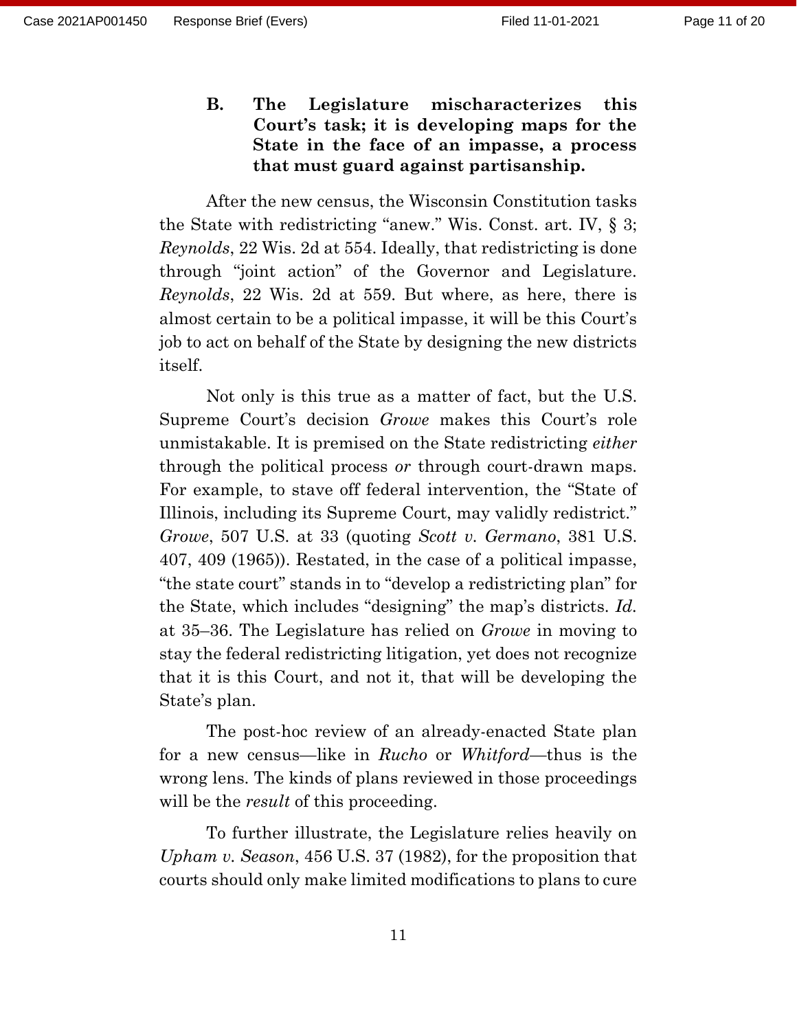### B. The Legislature mischaracterizes this Court's task; it is developing maps for the State in the face of an impasse, a process that must guard against partisanship.

After the new census, the Wisconsin Constitution tasks the State with redistricting "anew." Wis. Const. art. IV, § 3; *Reynolds*, 22 Wis. 2d at 554. Ideally, that redistricting is done through "joint action" of the Governor and Legislature. *Reynolds*, 22 Wis. 2d at 559. But where, as here, there is almost certain to be a political impasse, it will be this Court's job to act on behalf of the State by designing the new districts itself.

Not only is this true as a matter of fact, but the U.S. Supreme Court's decision *Growe* makes this Court's role unmistakable. It is premised on the State redistricting *either* through the political process *or* through court-drawn maps. For example, to stave off federal intervention, the "State of Illinois, including its Supreme Court, may validly redistrict." *Growe*, 507 U.S. at 33 (quoting *Scott v. Germano*, 381 U.S. 407, 409 (1965)). Restated, in the case of a political impasse, "the state court" stands in to "develop a redistricting plan" for the State, which includes "designing" the map's districts. *Id.* at 35–36. The Legislature has relied on *Growe* in moving to stay the federal redistricting litigation, yet does not recognize that it is this Court, and not it, that will be developing the State's plan.

The post-hoc review of an already-enacted State plan for a new census—like in *Rucho* or *Whitford*—thus is the wrong lens. The kinds of plans reviewed in those proceedings will be the *result* of this proceeding.

To further illustrate, the Legislature relies heavily on *Upham v. Season*, 456 U.S. 37 (1982), for the proposition that courts should only make limited modifications to plans to cure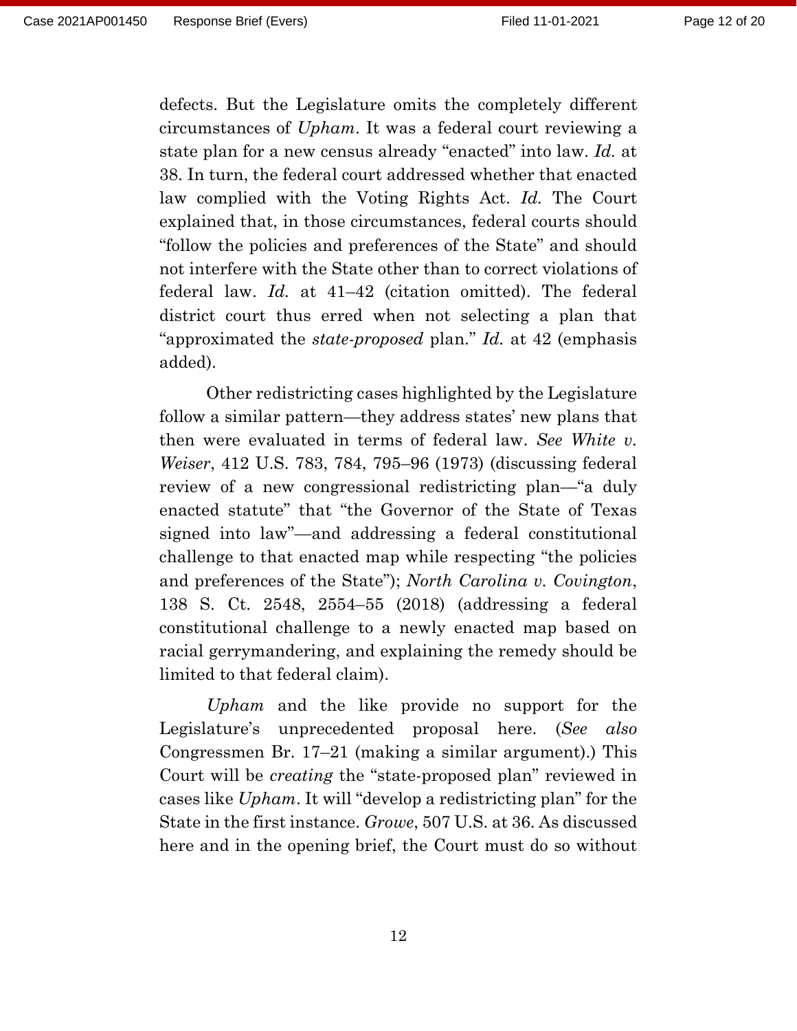defects. But the Legislature omits the completely different circumstances of *Upham*. It was a federal court reviewing a state plan for a new census already "enacted" into law. *Id.* at 38. In turn, the federal court addressed whether that enacted law complied with the Voting Rights Act. *Id.* The Court explained that, in those circumstances, federal courts should "follow the policies and preferences of the State" and should not interfere with the State other than to correct violations of federal law. *Id.* at 41–42 (citation omitted). The federal district court thus erred when not selecting a plan that "approximated the *state-proposed* plan." *Id.* at 42 (emphasis added).

Other redistricting cases highlighted by the Legislature follow a similar pattern—they address states' new plans that then were evaluated in terms of federal law. *See White v. Weiser*, 412 U.S. 783, 784, 795–96 (1973) (discussing federal review of a new congressional redistricting plan—"a duly enacted statute" that "the Governor of the State of Texas signed into law"—and addressing a federal constitutional challenge to that enacted map while respecting "the policies and preferences of the State"); *North Carolina v. Covington*, 138 S. Ct. 2548, 2554–55 (2018) (addressing a federal constitutional challenge to a newly enacted map based on racial gerrymandering, and explaining the remedy should be limited to that federal claim).

*Upham* and the like provide no support for the Legislature's unprecedented proposal here. (*See also* Congressmen Br. 17–21 (making a similar argument).) This Court will be *creating* the "state-proposed plan" reviewed in cases like *Upham*. It will "develop a redistricting plan" for the State in the first instance. *Growe*, 507 U.S. at 36. As discussed here and in the opening brief, the Court must do so without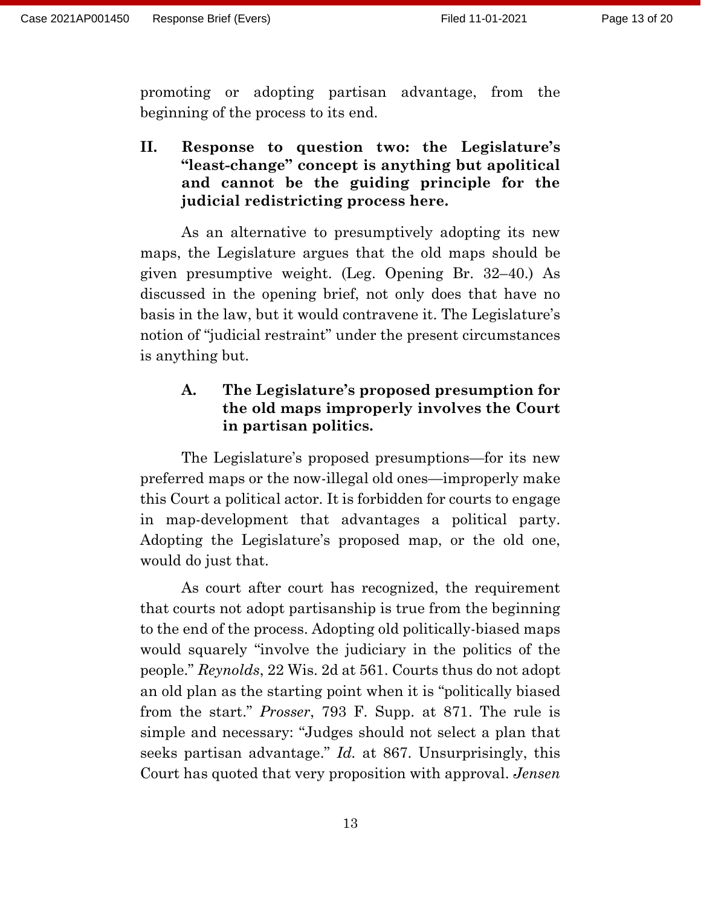promoting or adopting partisan advantage, from the beginning of the process to its end.

## II. Response to question two: the Legislature's "least-change" concept is anything but apolitical and cannot be the guiding principle for the judicial redistricting process here.

As an alternative to presumptively adopting its new maps, the Legislature argues that the old maps should be given presumptive weight. (Leg. Opening Br. 32–40.) As discussed in the opening brief, not only does that have no basis in the law, but it would contravene it. The Legislature's notion of "judicial restraint" under the present circumstances is anything but.

### A. The Legislature's proposed presumption for the old maps improperly involves the Court in partisan politics.

The Legislature's proposed presumptions—for its new preferred maps or the now-illegal old ones—improperly make this Court a political actor. It is forbidden for courts to engage in map-development that advantages a political party. Adopting the Legislature's proposed map, or the old one, would do just that.

As court after court has recognized, the requirement that courts not adopt partisanship is true from the beginning to the end of the process. Adopting old politically-biased maps would squarely "involve the judiciary in the politics of the people." *Reynolds*, 22 Wis. 2d at 561. Courts thus do not adopt an old plan as the starting point when it is "politically biased from the start." *Prosser*, 793 F. Supp. at 871. The rule is simple and necessary: "Judges should not select a plan that seeks partisan advantage." *Id.* at 867. Unsurprisingly, this Court has quoted that very proposition with approval. *Jensen*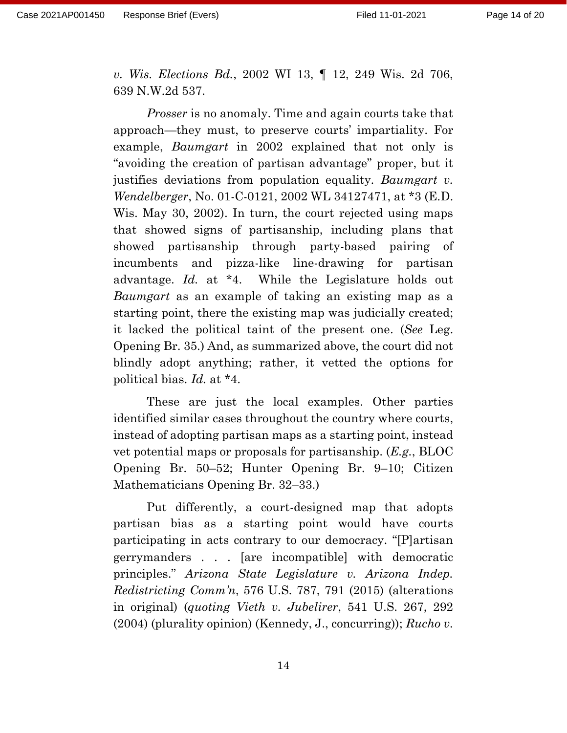*v. Wis. Elections Bd.*, 2002 WI 13, ¶ 12, 249 Wis. 2d 706, 639 N.W.2d 537.

*Prosser* is no anomaly. Time and again courts take that approach—they must, to preserve courts' impartiality. For example, *Baumgart* in 2002 explained that not only is "avoiding the creation of partisan advantage" proper, but it justifies deviations from population equality. *Baumgart v. Wendelberger*, No. 01-C-0121, 2002 WL 34127471, at *3 (E.D. Wis. May 30, 2002). In turn, the court rejected using maps that showed signs of partisanship, including plans that showed partisanship through party-based pairing of incumbents and pizza-like line-drawing for partisan advantage. *Id.* at *4. While the Legislature holds out *Baumgart* as an example of taking an existing map as a starting point, there the existing map was judicially created; it lacked the political taint of the present one. (*See* Leg. Opening Br. 35.) And, as summarized above, the court did not blindly adopt anything; rather, it vetted the options for political bias. *Id.* at *4.

These are just the local examples. Other parties identified similar cases throughout the country where courts, instead of adopting partisan maps as a starting point, instead vet potential maps or proposals for partisanship. (***E.g.***, BLOC Opening Br. 50–52; Hunter Opening Br. 9–10; Citizen Mathematicians Opening Br. 32–33.)

Put differently, a court-designed map that adopts partisan bias as a starting point would have courts participating in acts contrary to our democracy. "[P]artisan gerrymanders . . . [are incompatible] with democratic principles." *Arizona State Legislature v. Arizona Indep. Redistricting Comm'n*, 576 U.S. 787, 791 (2015) (alterations in original) (*quoting Vieth v. Jubelirer*, 541 U.S. 267, 292 (2004) (plurality opinion) (Kennedy, J., concurring)); *Rucho v.*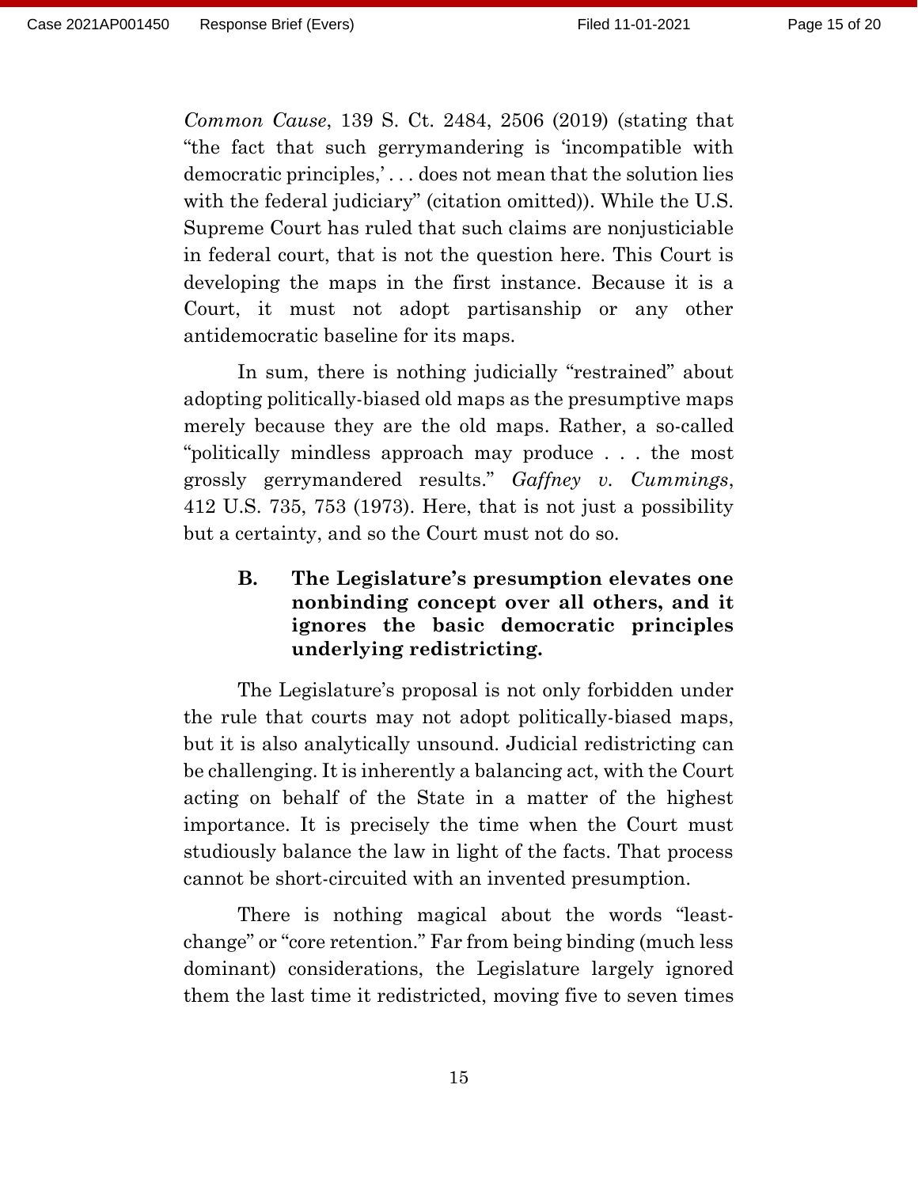*Common Cause*, 139 S. Ct. 2484, 2506 (2019) (stating that "the fact that such gerrymandering is 'incompatible with democratic principles,' . . . does not mean that the solution lies with the federal judiciary" (citation omitted)). While the U.S. Supreme Court has ruled that such claims are nonjusticiable in federal court, that is not the question here. This Court is developing the maps in the first instance. Because it is a Court, it must not adopt partisanship or any other antidemocratic baseline for its maps.

In sum, there is nothing judicially "restrained" about adopting politically-biased old maps as the presumptive maps merely because they are the old maps. Rather, a so-called "politically mindless approach may produce . . . the most grossly gerrymandered results." *Gaffney v. Cummings*, 412 U.S. 735, 753 (1973). Here, that is not just a possibility but a certainty, and so the Court must not do so.

### B. The Legislature's presumption elevates one nonbinding concept over all others, and it ignores the basic democratic principles underlying redistricting.

The Legislature's proposal is not only forbidden under the rule that courts may not adopt politically-biased maps, but it is also analytically unsound. Judicial redistricting can be challenging. It is inherently a balancing act, with the Court acting on behalf of the State in a matter of the highest importance. It is precisely the time when the Court must studiously balance the law in light of the facts. That process cannot be short-circuited with an invented presumption.

There is nothing magical about the words "least-change" or "core retention." Far from being binding (much less dominant) considerations, the Legislature largely ignored them the last time it redistricted, moving five to seven times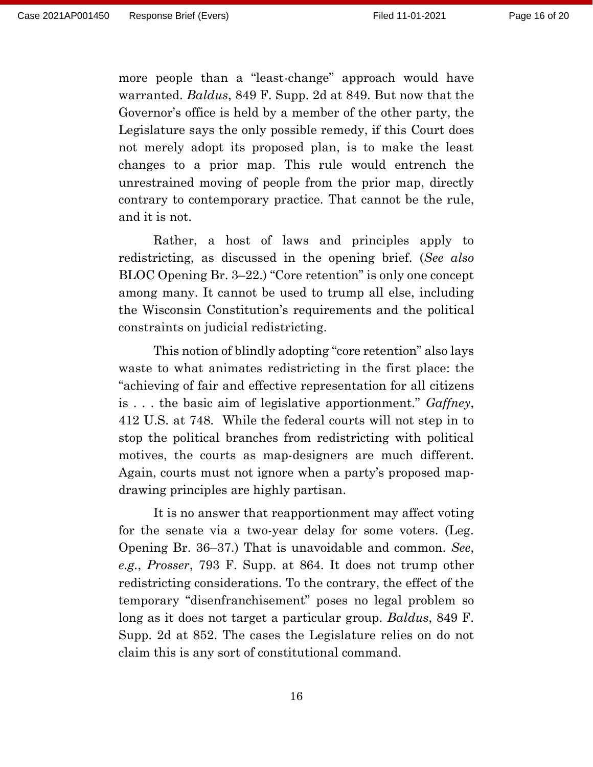more people than a "least-change" approach would have warranted. *Baldus*, 849 F. Supp. 2d at 849. But now that the Governor's office is held by a member of the other party, the Legislature says the only possible remedy, if this Court does not merely adopt its proposed plan, is to make the least changes to a prior map. This rule would entrench the unrestrained moving of people from the prior map, directly contrary to contemporary practice. That cannot be the rule, and it is not.

Rather, a host of laws and principles apply to redistricting, as discussed in the opening brief. (*See also* BLOC Opening Br. 3–22.) "Core retention" is only one concept among many. It cannot be used to trump all else, including the Wisconsin Constitution's requirements and the political constraints on judicial redistricting.

This notion of blindly adopting "core retention" also lays waste to what animates redistricting in the first place: the "achieving of fair and effective representation for all citizens is . . . the basic aim of legislative apportionment." *Gaffney*, 412 U.S. at 748. While the federal courts will not step in to stop the political branches from redistricting with political motives, the courts as map-designers are much different. Again, courts must not ignore when a party's proposed map-drawing principles are highly partisan.

It is no answer that reapportionment may affect voting for the senate via a two-year delay for some voters. (Leg. Opening Br. 36–37.) That is unavoidable and common. *See, e.g.*, *Prosser*, 793 F. Supp. at 864. It does not trump other redistricting considerations. To the contrary, the effect of the temporary "disenfranchisement" poses no legal problem so long as it does not target a particular group. *Baldus*, 849 F. Supp. 2d at 852. The cases the Legislature relies on do not claim this is any sort of constitutional command.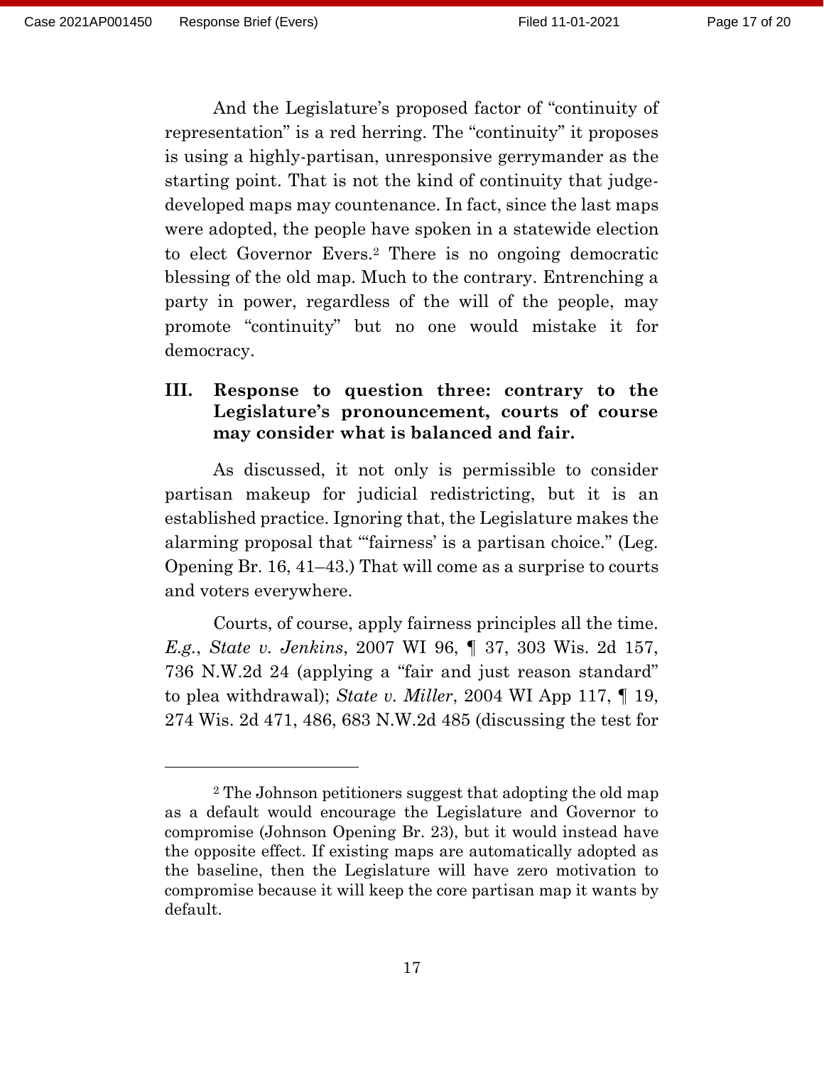And the Legislature's proposed factor of "continuity of representation" is a red herring. The "continuity" it proposes is using a highly-partisan, unresponsive gerrymander as the starting point. That is not the kind of continuity that judge-developed maps may countenance. In fact, since the last maps were adopted, the people have spoken in a statewide election to elect Governor Evers.[2] There is no ongoing democratic blessing of the old map. Much to the contrary. Entrenching a party in power, regardless of the will of the people, may promote "continuity" but no one would mistake it for democracy.

## III. Response to question three: contrary to the Legislature's pronouncement, courts of course may consider what is balanced and fair.

As discussed, it not only is permissible to consider partisan makeup for judicial redistricting, but it is an established practice. Ignoring that, the Legislature makes the alarming proposal that "'fairness' is a partisan choice." (Leg. Opening Br. 16, 41–43.) That will come as a surprise to courts and voters everywhere.

Courts, of course, apply fairness principles all the time. *E.g.*, *State v. Jenkins*, 2007 WI 96, ¶ 37, 303 Wis. 2d 157, 736 N.W.2d 24 (applying a "fair and just reason standard" to plea withdrawal); *State v. Miller*, 2004 WI App 117, ¶ 19, 274 Wis. 2d 471, 486, 683 N.W.2d 485 (discussing the test for

---

[2] The Johnson petitioners suggest that adopting the old map as a default would encourage the Legislature and Governor to compromise (Johnson Opening Br. 23), but it would instead have the opposite effect. If existing maps are automatically adopted as the baseline, then the Legislature will have zero motivation to compromise because it will keep the core partisan map it wants by default.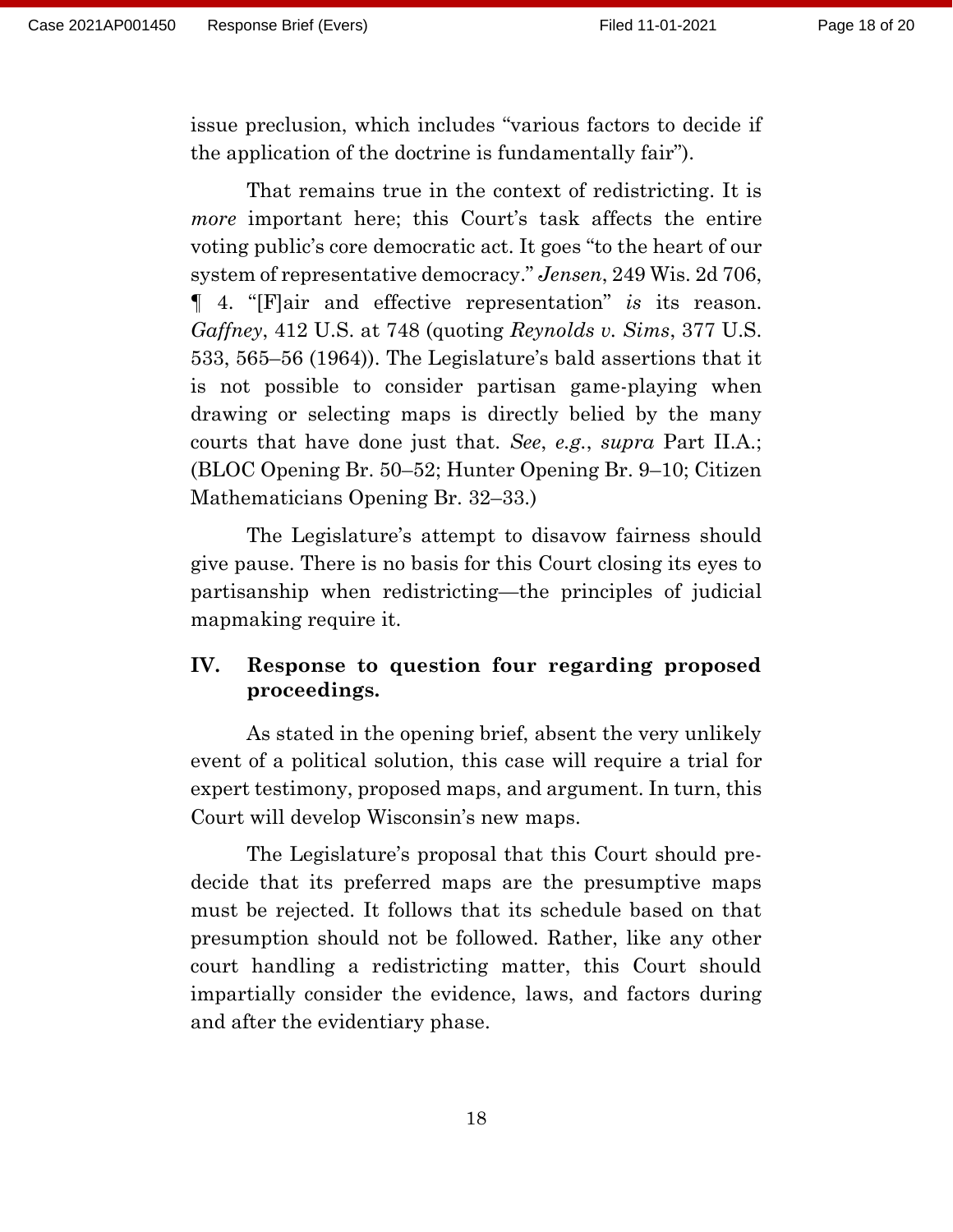issue preclusion, which includes "various factors to decide if the application of the doctrine is fundamentally fair").

That remains true in the context of redistricting. It is *more* important here; this Court's task affects the entire voting public's core democratic act. It goes "to the heart of our system of representative democracy." *Jensen*, 249 Wis. 2d 706, ¶ 4. "[F]air and effective representation" *is* its reason. *Gaffney*, 412 U.S. at 748 (quoting *Reynolds v. Sims*, 377 U.S. 533, 565–56 (1964)). The Legislature's bald assertions that it is not possible to consider partisan game-playing when drawing or selecting maps is directly belied by the many courts that have done just that. *See*, *e.g.*, *supra* Part II.A.; (BLOC Opening Br. 50–52; Hunter Opening Br. 9–10; Citizen Mathematicians Opening Br. 32–33.)

The Legislature's attempt to disavow fairness should give pause. There is no basis for this Court closing its eyes to partisanship when redistricting—the principles of judicial mapmaking require it.

## IV. Response to question four regarding proposed proceedings.

As stated in the opening brief, absent the very unlikely event of a political solution, this case will require a trial for expert testimony, proposed maps, and argument. In turn, this Court will develop Wisconsin's new maps.

The Legislature's proposal that this Court should pre-decide that its preferred maps are the presumptive maps must be rejected. It follows that its schedule based on that presumption should not be followed. Rather, like any other court handling a redistricting matter, this Court should impartially consider the evidence, laws, and factors during and after the evidentiary phase.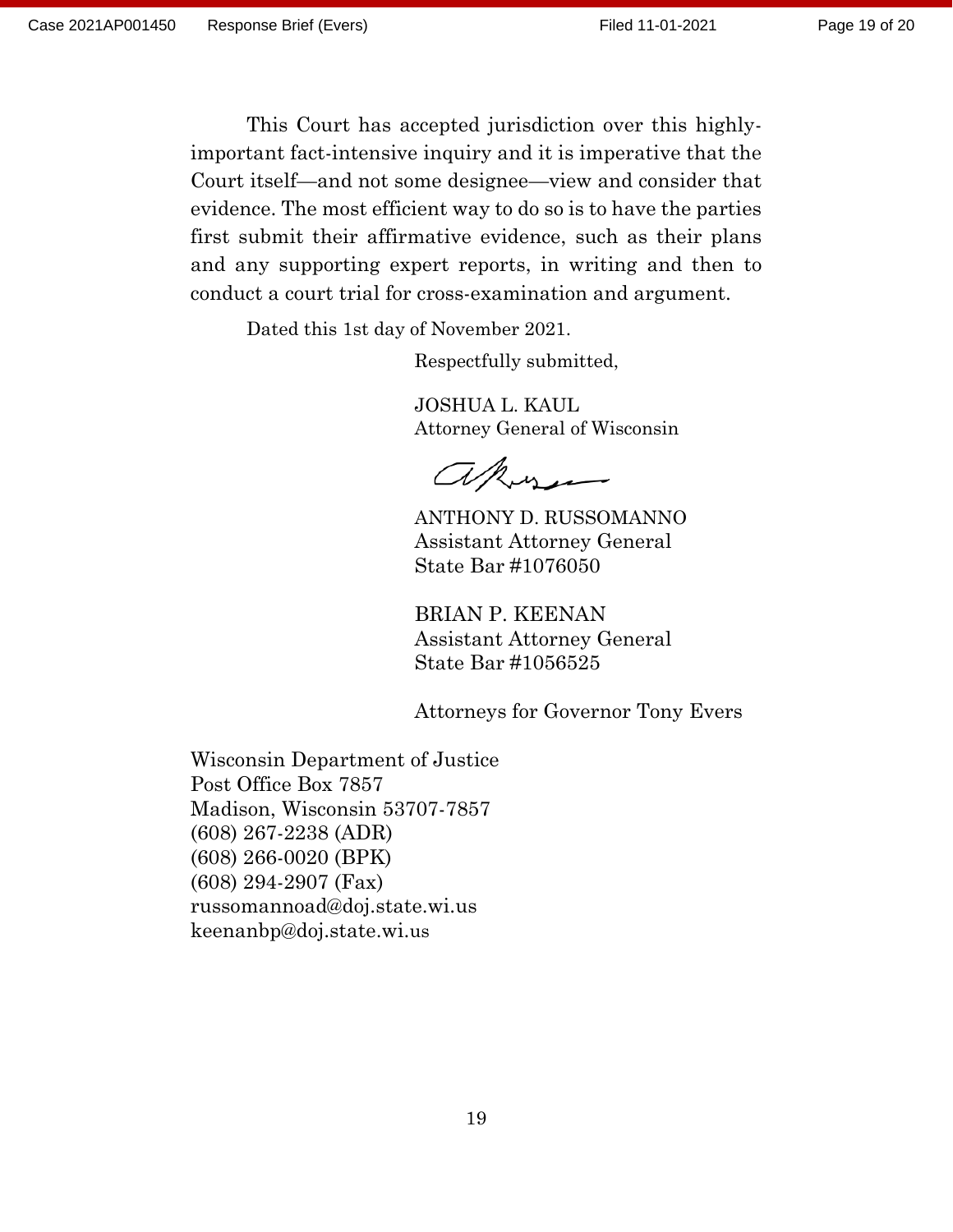This Court has accepted jurisdiction over this highly-important fact-intensive inquiry and it is imperative that the Court itself—and not some designee—view and consider that evidence. The most efficient way to do so is to have the parties first submit their affirmative evidence, such as their plans and any supporting expert reports, in writing and then to conduct a court trial for cross-examination and argument.

Dated this 1st day of November 2021.

Respectfully submitted,

JOSHUA L. KAUL
Attorney General of Wisconsin

ANTHONY D. RUSSOMANNO
Assistant Attorney General
State Bar #1076050

BRIAN P. KEENAN
Assistant Attorney General
State Bar #1056525

Attorneys for Governor Tony Evers

Wisconsin Department of Justice
Post Office Box 7857
Madison, Wisconsin 53707-7857
(608) 267-2238 (ADR)
(608) 266-0020 (BPK)
(608) 294-2907 (Fax)
russomannoad@doj.state.wi.us
keenanbp@doj.state.wi.us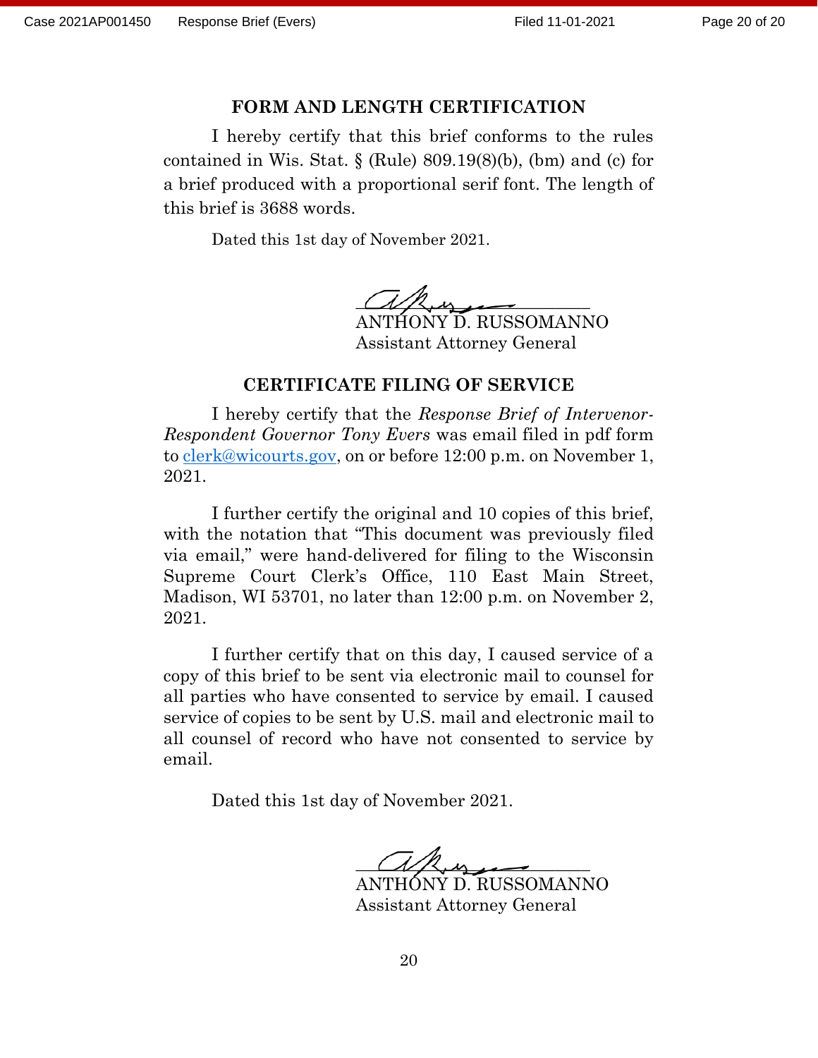## FORM AND LENGTH CERTIFICATION

I hereby certify that this brief conforms to the rules contained in Wis. Stat. § (Rule) 809.19(8)(b), (bm) and (c) for a brief produced with a proportional serif font. The length of this brief is 3688 words.

Dated this 1st day of November 2021.

ANTHONY D. RUSSOMANNO
Assistant Attorney General

## CERTIFICATE FILING OF SERVICE

I hereby certify that the *Response Brief of Intervenor-Respondent Governor Tony Evers* was email filed in pdf form to clerk@wicourts.gov, on or before 12:00 p.m. on November 1, 2021.

I further certify the original and 10 copies of this brief, with the notation that "This document was previously filed via email," were hand-delivered for filing to the Wisconsin Supreme Court Clerk's Office, 110 East Main Street, Madison, WI 53701, no later than 12:00 p.m. on November 2, 2021.

I further certify that on this day, I caused service of a copy of this brief to be sent via electronic mail to counsel for all parties who have consented to service by email. I caused service of copies to be sent by U.S. mail and electronic mail to all counsel of record who have not consented to service by email.

Dated this 1st day of November 2021.

ANTHONY D. RUSSOMANNO
Assistant Attorney General